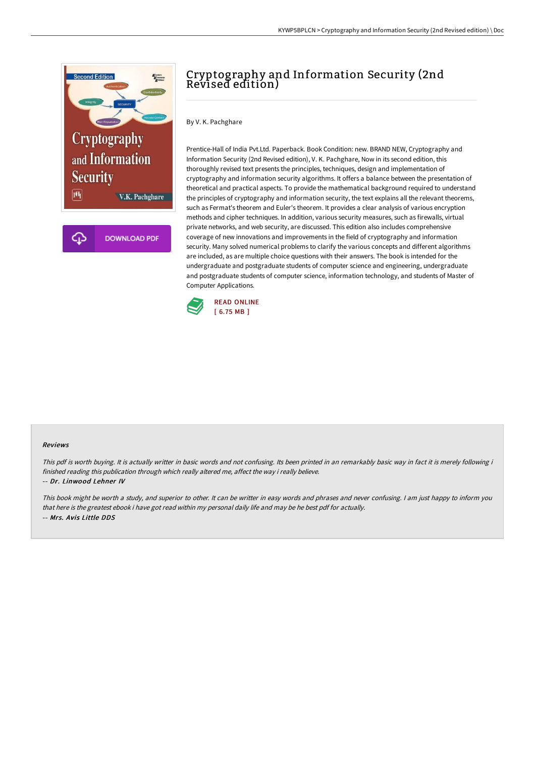# Cryptography and Information Security (2nd Revised edition)

By V. K. Pachghare

Prentice-Hall of India Pvt.Ltd. Paperback. Book Condition: new. BRAND NEW, Cryptography and Information Security (2nd Revised edition), V. K. Pachghare, Now in its second edition, this thoroughly revised text presents the principles, techniques, design and implementation of cryptography and information security algorithms. It offers a balance between the presentation of theoretical and practical aspects. To provide the mathematical background required to understand the principles of cryptography and information security, the text explains all the relevant theorems, such as Fermat's theorem and Euler's theorem. It provides a clear analysis of various encryption methods and cipher techniques. In addition, various security measures, such as firewalls, virtual private networks, and web security, are discussed. This edition also includes comprehensive coverage of new innovations and improvements in the field of cryptography and information security. Many solved numerical problems to clarify the various concepts and different algorithms are included, as are multiple choice questions with their answers. The book is intended for the undergraduate and postgraduate students of computer science and engineering, undergraduate and postgraduate students of computer science, information technology, and students of Master of Computer Applications.

READ ONLINE
[ 6.75 MB ]

#### Reviews

*This pdf is worth buying. It is actually writter in basic words and not confusing. Its been printed in an remarkably basic way in fact it is merely following i finished reading this publication through which really altered me, affect the way i really believe.*

*-- Dr. Linwood Lehner IV*

*This book might be worth a study, and superior to other. It can be writter in easy words and phrases and never confusing. I am just happy to inform you that here is the greatest ebook i have got read within my personal daily life and may be he best pdf for actually.*

*-- Mrs. Avis Little DDS*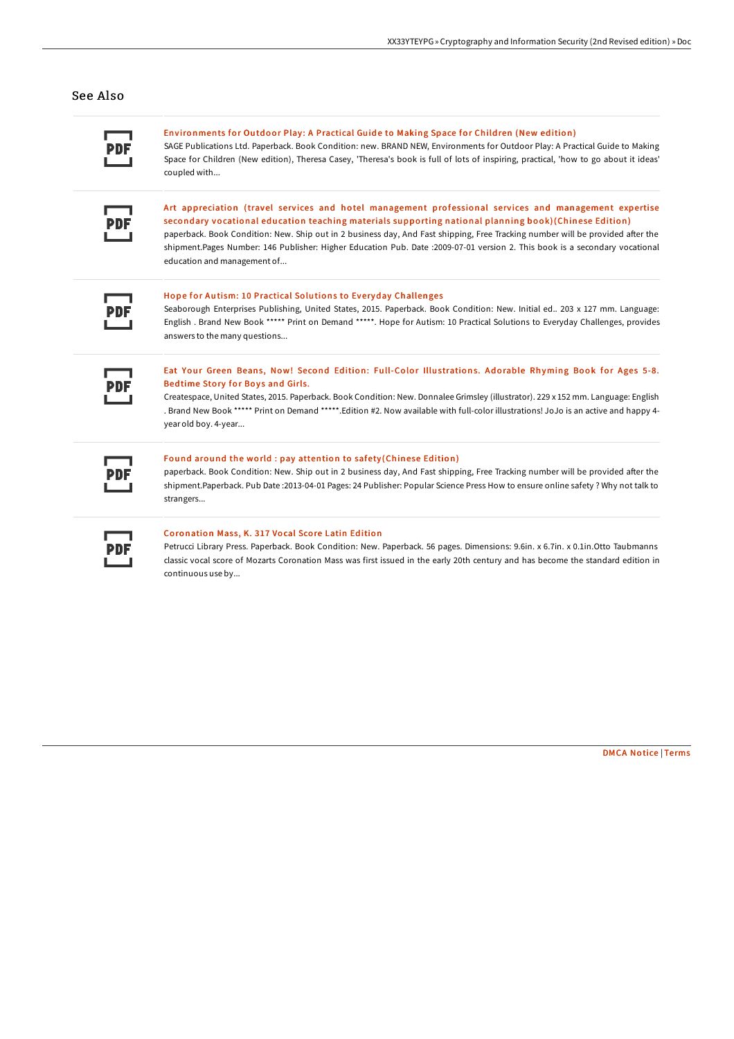## See Also

**Environments for Outdoor Play: A Practical Guide to Making Space for Children (New edition)**

SAGE Publications Ltd. Paperback. Book Condition: new. BRAND NEW, Environments for Outdoor Play: A Practical Guide to Making Space for Children (New edition), Theresa Casey, 'Theresa's book is full of lots of inspiring, practical, 'how to go about it ideas' coupled with...

**Art appreciation (travel services and hotel management professional services and management expertise secondary vocational education teaching materials supporting national planning book)(Chinese Edition)**

paperback. Book Condition: New. Ship out in 2 business day, And Fast shipping, Free Tracking number will be provided after the shipment.Pages Number: 146 Publisher: Higher Education Pub. Date :2009-07-01 version 2. This book is a secondary vocational education and management of...

**Hope for Autism: 10 Practical Solutions to Everyday Challenges**

Seaborough Enterprises Publishing, United States, 2015. Paperback. Book Condition: New. Initial ed.. 203 x 127 mm. Language: English . Brand New Book ***** Print on Demand *****. Hope for Autism: 10 Practical Solutions to Everyday Challenges, provides answers to the many questions...

**Eat Your Green Beans, Now! Second Edition: Full-Color Illustrations. Adorable Rhyming Book for Ages 5-8. Bedtime Story for Boys and Girls.**

Createspace, United States, 2015. Paperback. Book Condition: New. Donnalee Grimsley (illustrator). 229 x 152 mm. Language: English . Brand New Book ***** Print on Demand *****.Edition #2. Now available with full-color illustrations! JoJo is an active and happy 4-year old boy. 4-year...

**Found around the world : pay attention to safety(Chinese Edition)**

paperback. Book Condition: New. Ship out in 2 business day, And Fast shipping, Free Tracking number will be provided after the shipment.Paperback. Pub Date :2013-04-01 Pages: 24 Publisher: Popular Science Press How to ensure online safety ? Why not talk to strangers...

**Coronation Mass, K. 317 Vocal Score Latin Edition**

Petrucci Library Press. Paperback. Book Condition: New. Paperback. 56 pages. Dimensions: 9.6in. x 6.7in. x 0.1in.Otto Taubmanns classic vocal score of Mozarts Coronation Mass was first issued in the early 20th century and has become the standard edition in continuous use by...